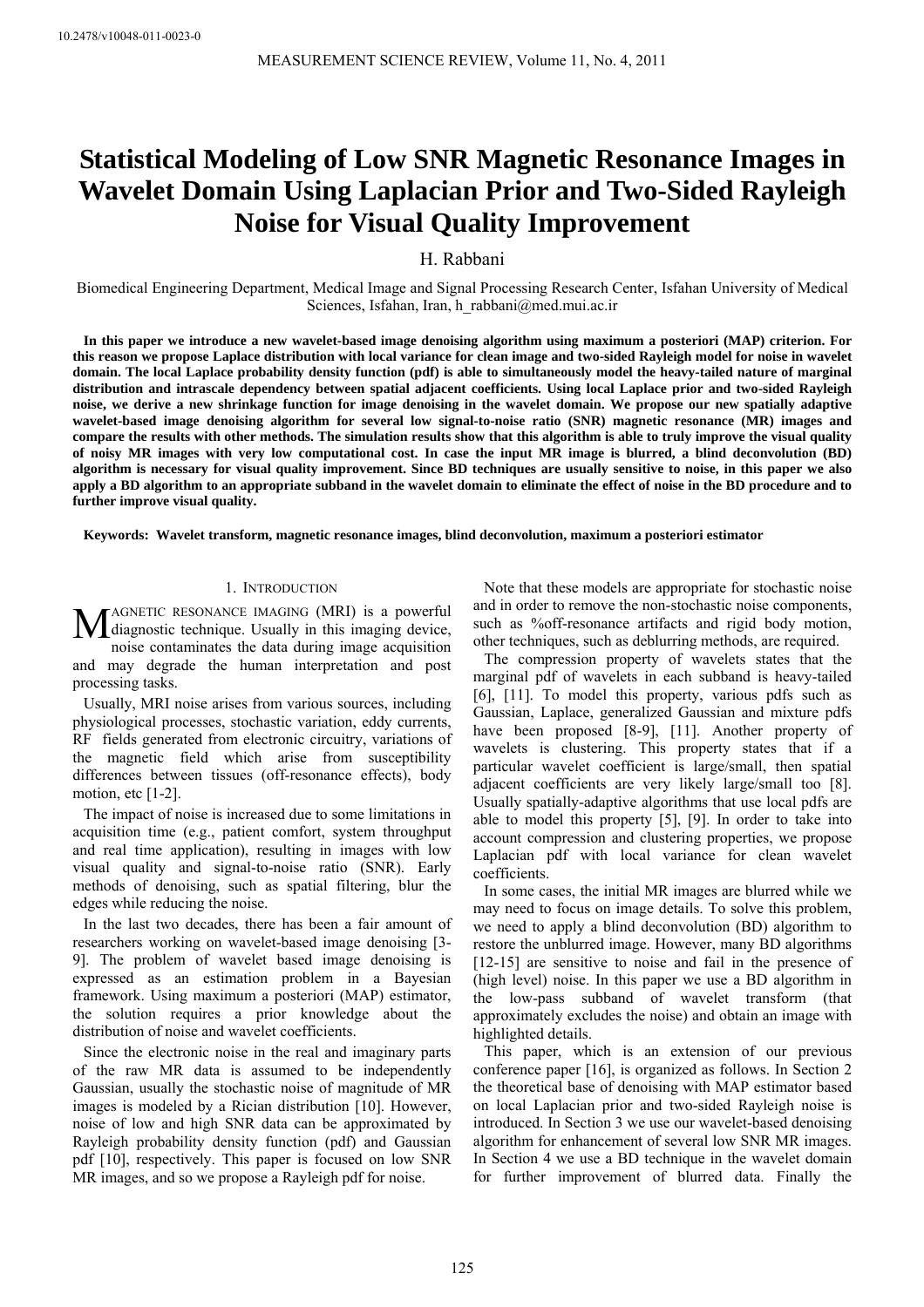10.2478/v10048-011-0023-0

# Statistical Modeling of Low SNR Magnetic Resonance Images in Wavelet Domain Using Laplacian Prior and Two-Sided Rayleigh Noise for Visual Quality Improvement

H. Rabbani

Biomedical Engineering Department, Medical Image and Signal Processing Research Center, Isfahan University of Medical Sciences, Isfahan, Iran, h_rabbani@med.mui.ac.ir

**In this paper we introduce a new wavelet-based image denoising algorithm using maximum a posteriori (MAP) criterion. For this reason we propose Laplace distribution with local variance for clean image and two-sided Rayleigh model for noise in wavelet domain. The local Laplace probability density function (pdf) is able to simultaneously model the heavy-tailed nature of marginal distribution and intrascale dependency between spatial adjacent coefficients. Using local Laplace prior and two-sided Rayleigh noise, we derive a new shrinkage function for image denoising in the wavelet domain. We propose our new spatially adaptive wavelet-based image denoising algorithm for several low signal-to-noise ratio (SNR) magnetic resonance (MR) images and compare the results with other methods. The simulation results show that this algorithm is able to truly improve the visual quality of noisy MR images with very low computational cost. In case the input MR image is blurred, a blind deconvolution (BD) algorithm is necessary for visual quality improvement. Since BD techniques are usually sensitive to noise, in this paper we also apply a BD algorithm to an appropriate subband in the wavelet domain to eliminate the effect of noise in the BD procedure and to further improve visual quality.**

**Keywords: Wavelet transform, magnetic resonance images, blind deconvolution, maximum a posteriori estimator**

## 1. Introduction

Magnetic resonance imaging (MRI) is a powerful diagnostic technique. Usually in this imaging device, noise contaminates the data during image acquisition and may degrade the human interpretation and post processing tasks.

Usually, MRI noise arises from various sources, including physiological processes, stochastic variation, eddy currents, RF fields generated from electronic circuitry, variations of the magnetic field which arise from susceptibility differences between tissues (off-resonance effects), body motion, etc [1-2].

The impact of noise is increased due to some limitations in acquisition time (e.g., patient comfort, system throughput and real time application), resulting in images with low visual quality and signal-to-noise ratio (SNR). Early methods of denoising, such as spatial filtering, blur the edges while reducing the noise.

In the last two decades, there has been a fair amount of researchers working on wavelet-based image denoising [3-9]. The problem of wavelet based image denoising is expressed as an estimation problem in a Bayesian framework. Using maximum a posteriori (MAP) estimator, the solution requires a prior knowledge about the distribution of noise and wavelet coefficients.

Since the electronic noise in the real and imaginary parts of the raw MR data is assumed to be independently Gaussian, usually the stochastic noise of magnitude of MR images is modeled by a Rician distribution [10]. However, noise of low and high SNR data can be approximated by Rayleigh probability density function (pdf) and Gaussian pdf [10], respectively. This paper is focused on low SNR MR images, and so we propose a Rayleigh pdf for noise.

Note that these models are appropriate for stochastic noise and in order to remove the non-stochastic noise components, such as %off-resonance artifacts and rigid body motion, other techniques, such as deblurring methods, are required.

The compression property of wavelets states that the marginal pdf of wavelets in each subband is heavy-tailed [6], [11]. To model this property, various pdfs such as Gaussian, Laplace, generalized Gaussian and mixture pdfs have been proposed [8-9], [11]. Another property of wavelets is clustering. This property states that if a particular wavelet coefficient is large/small, then spatial adjacent coefficients are very likely large/small too [8]. Usually spatially-adaptive algorithms that use local pdfs are able to model this property [5], [9]. In order to take into account compression and clustering properties, we propose Laplacian pdf with local variance for clean wavelet coefficients.

In some cases, the initial MR images are blurred while we may need to focus on image details. To solve this problem, we need to apply a blind deconvolution (BD) algorithm to restore the unblurred image. However, many BD algorithms [12-15] are sensitive to noise and fail in the presence of (high level) noise. In this paper we use a BD algorithm in the low-pass subband of wavelet transform (that approximately excludes the noise) and obtain an image with highlighted details.

This paper, which is an extension of our previous conference paper [16], is organized as follows. In Section 2 the theoretical base of denoising with MAP estimator based on local Laplacian prior and two-sided Rayleigh noise is introduced. In Section 3 we use our wavelet-based denoising algorithm for enhancement of several low SNR MR images. In Section 4 we use a BD technique in the wavelet domain for further improvement of blurred data. Finally the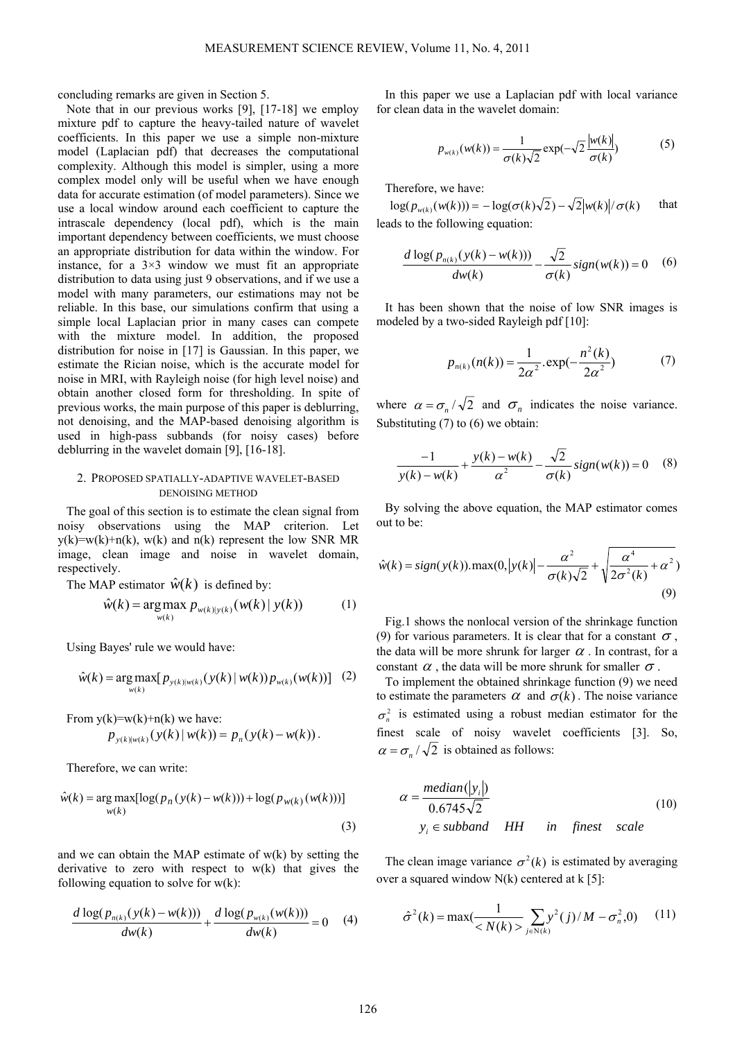concluding remarks are given in Section 5.

Note that in our previous works [9], [17-18] we employ mixture pdf to capture the heavy-tailed nature of wavelet coefficients. In this paper we use a simple non-mixture model (Laplacian pdf) that decreases the computational complexity. Although this model is simpler, using a more complex model only will be useful when we have enough data for accurate estimation (of model parameters). Since we use a local window around each coefficient to capture the intrascale dependency (local pdf), which is the main important dependency between coefficients, we must choose an appropriate distribution for data within the window. For instance, for a 3×3 window we must fit an appropriate distribution to data using just 9 observations, and if we use a model with many parameters, our estimations may not be reliable. In this base, our simulations confirm that using a simple local Laplacian prior in many cases can compete with the mixture model. In addition, the proposed distribution for noise in [17] is Gaussian. In this paper, we estimate the Rician noise, which is the accurate model for noise in MRI, with Rayleigh noise (for high level noise) and obtain another closed form for thresholding. In spite of previous works, the main purpose of this paper is deblurring, not denoising, and the MAP-based denoising algorithm is used in high-pass subbands (for noisy cases) before deblurring in the wavelet domain [9], [16-18].

## 2. Proposed spatially-adaptive wavelet-based denoising method

The goal of this section is to estimate the clean signal from noisy observations using the MAP criterion. Let y(k)=w(k)+n(k), w(k) and n(k) represent the low SNR MR image, clean image and noise in wavelet domain, respectively.

The MAP estimator $\hat{w}(k)$ is defined by:

$$\hat{w}(k) = \arg\max_{w(k)} p_{w(k)|y(k)}(w(k) \mid y(k)) \tag{1}$$

Using Bayes' rule we would have:

$$\hat{w}(k) = \arg\max_{w(k)} [p_{y(k)|w(k)}(y(k) \mid w(k)) p_{w(k)}(w(k))] \tag{2}$$

From y(k)=w(k)+n(k) we have:

$$p_{y(k)|w(k)}(y(k) \mid w(k)) = p_n(y(k) - w(k)).$$

Therefore, we can write:

$$\hat{w}(k) = \arg\max_{w(k)} [\log(p_n(y(k) - w(k))) + \log(p_{w(k)}(w(k)))] \tag{3}$$

and we can obtain the MAP estimate of w(k) by setting the derivative to zero with respect to w(k) that gives the following equation to solve for w(k):

$$\frac{d\log(p_{n(k)}(y(k) - w(k)))}{dw(k)} + \frac{d\log(p_{w(k)}(w(k)))}{dw(k)} = 0 \tag{4}$$

In this paper we use a Laplacian pdf with local variance for clean data in the wavelet domain:

$$p_{w(k)}(w(k)) = \frac{1}{\sigma(k)\sqrt{2}} \exp(-\sqrt{2}\frac{|w(k)|}{\sigma(k)}) \tag{5}$$

Therefore, we have:

$\log(p_{w(k)}(w(k))) = -\log(\sigma(k)\sqrt{2}) - \sqrt{2}|w(k)|/\sigma(k)$ that leads to the following equation:

$$\frac{d\log(p_{n(k)}(y(k) - w(k)))}{dw(k)} - \frac{\sqrt{2}}{\sigma(k)} sign(w(k)) = 0 \tag{6}$$

It has been shown that the noise of low SNR images is modeled by a two-sided Rayleigh pdf [10]:

$$p_{n(k)}(n(k)) = \frac{1}{2\alpha^2} . \exp(-\frac{n^2(k)}{2\alpha^2}) \tag{7}$$

where $\alpha = \sigma_n / \sqrt{2}$ and $\sigma_n$ indicates the noise variance. Substituting (7) to (6) we obtain:

$$\frac{-1}{y(k) - w(k)} + \frac{y(k) - w(k)}{\alpha^2} - \frac{\sqrt{2}}{\sigma(k)} sign(w(k)) = 0 \tag{8}$$

By solving the above equation, the MAP estimator comes out to be:

$$\hat{w}(k) = sign(y(k)).\max(0, |y(k)| - \frac{\alpha^2}{\sigma(k)\sqrt{2}} + \sqrt{\frac{\alpha^4}{2\sigma^2(k)} + \alpha^2}) \tag{9}$$

Fig.1 shows the nonlocal version of the shrinkage function (9) for various parameters. It is clear that for a constant $\sigma$, the data will be more shrunk for larger $\alpha$. In contrast, for a constant $\alpha$, the data will be more shrunk for smaller $\sigma$.

To implement the obtained shrinkage function (9) we need to estimate the parameters $\alpha$ and $\sigma(k)$. The noise variance $\sigma_n^2$ is estimated using a robust median estimator for the finest scale of noisy wavelet coefficients [3]. So, $\alpha = \sigma_n / \sqrt{2}$ is obtained as follows:

$$\alpha = \frac{median(|y_i|)}{0.6745\sqrt{2}} \qquad y_i \in subband \quad HH \quad in \quad finest \quad scale \tag{10}$$

The clean image variance $\sigma^2(k)$ is estimated by averaging over a squared window N(k) centered at k [5]:

$$\hat{\sigma}^2(k) = \max(\frac{1}{<N(k)>} \sum_{j \in N(k)} y^2(j)/M - \sigma_n^2, 0) \tag{11}$$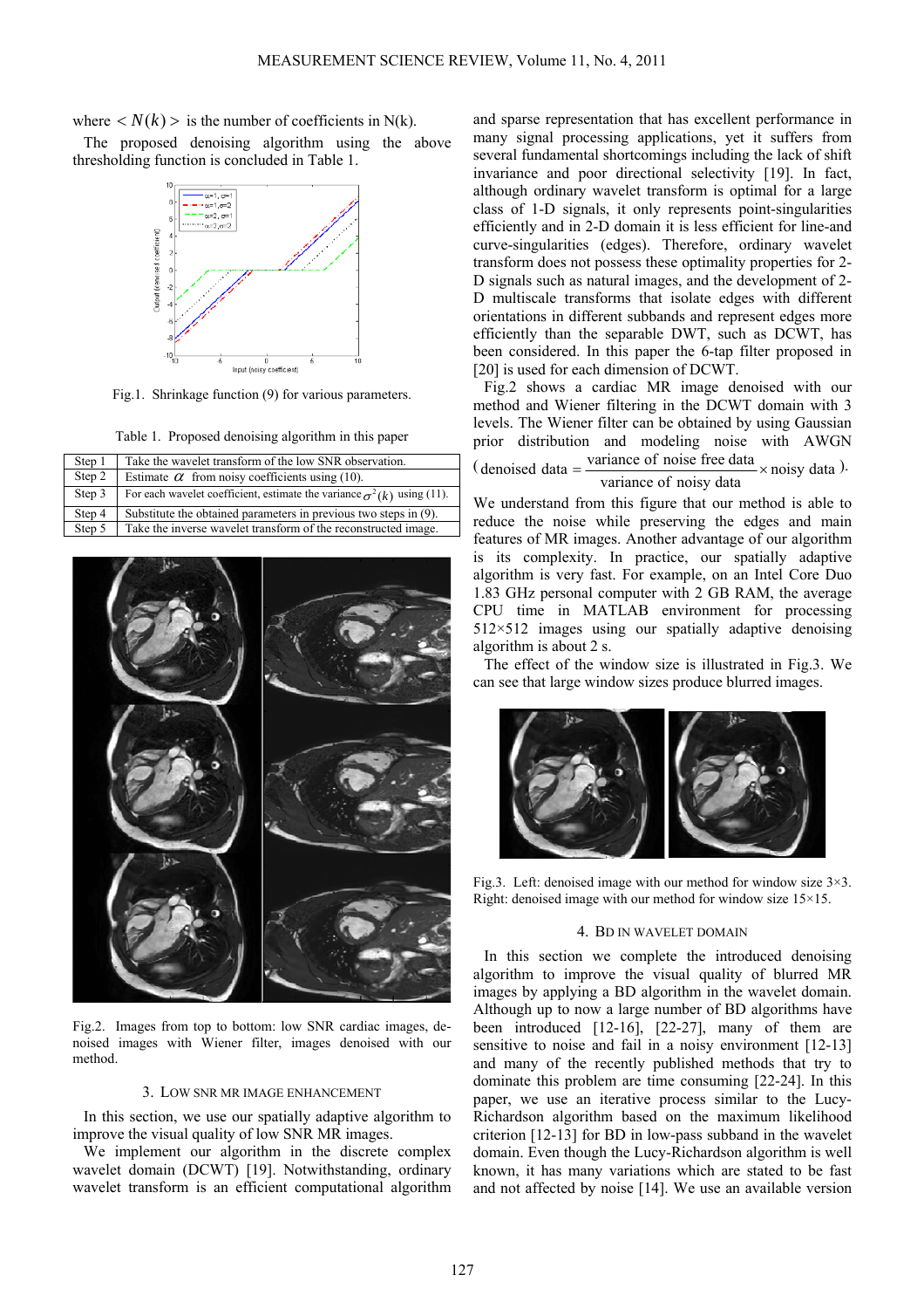where $< N(k) >$ is the number of coefficients in N(k).

The proposed denoising algorithm using the above thresholding function is concluded in Table 1.

Fig.1. Shrinkage function (9) for various parameters.

Table 1. Proposed denoising algorithm in this paper

| | |
|---|---|
| Step 1 | Take the wavelet transform of the low SNR observation. |
| Step 2 | Estimate $\alpha$ from noisy coefficients using (10). |
| Step 3 | For each wavelet coefficient, estimate the variance $\sigma^2(k)$ using (11). |
| Step 4 | Substitute the obtained parameters in previous two steps in (9). |
| Step 5 | Take the inverse wavelet transform of the reconstructed image. |

Fig.2. Images from top to bottom: low SNR cardiac images, de-noised images with Wiener filter, images denoised with our method.

## 3. Low SNR MR Image Enhancement

In this section, we use our spatially adaptive algorithm to improve the visual quality of low SNR MR images.

We implement our algorithm in the discrete complex wavelet domain (DCWT) [19]. Notwithstanding, ordinary wavelet transform is an efficient computational algorithm and sparse representation that has excellent performance in many signal processing applications, yet it suffers from several fundamental shortcomings including the lack of shift invariance and poor directional selectivity [19]. In fact, although ordinary wavelet transform is optimal for a large class of 1-D signals, it only represents point-singularities efficiently and in 2-D domain it is less efficient for line-and curve-singularities (edges). Therefore, ordinary wavelet transform does not possess these optimality properties for 2-D signals such as natural images, and the development of 2-D multiscale transforms that isolate edges with different orientations in different subbands and represent edges more efficiently than the separable DWT, such as DCWT, has been considered. In this paper the 6-tap filter proposed in [20] is used for each dimension of DCWT.

Fig.2 shows a cardiac MR image denoised with our method and Wiener filtering in the DCWT domain with 3 levels. The Wiener filter can be obtained by using Gaussian prior distribution and modeling noise with AWGN ($\text{denoised data} = \dfrac{\text{variance of noise free data}}{\text{variance of noisy data}} \times \text{noisy data}$).

We understand from this figure that our method is able to reduce the noise while preserving the edges and main features of MR images. Another advantage of our algorithm is its complexity. In practice, our spatially adaptive algorithm is very fast. For example, on an Intel Core Duo 1.83 GHz personal computer with 2 GB RAM, the average CPU time in MATLAB environment for processing 512×512 images using our spatially adaptive denoising algorithm is about 2 s.

The effect of the window size is illustrated in Fig.3. We can see that large window sizes produce blurred images.

Fig.3. Left: denoised image with our method for window size 3×3. Right: denoised image with our method for window size 15×15.

## 4. BD in Wavelet Domain

In this section we complete the introduced denoising algorithm to improve the visual quality of blurred MR images by applying a BD algorithm in the wavelet domain. Although up to now a large number of BD algorithms have been introduced [12-16], [22-27], many of them are sensitive to noise and fail in a noisy environment [12-13] and many of the recently published methods that try to dominate this problem are time consuming [22-24]. In this paper, we use an iterative process similar to the Lucy-Richardson algorithm based on the maximum likelihood criterion [12-13] for BD in low-pass subband in the wavelet domain. Even though the Lucy-Richardson algorithm is well known, it has many variations which are stated to be fast and not affected by noise [14]. We use an available version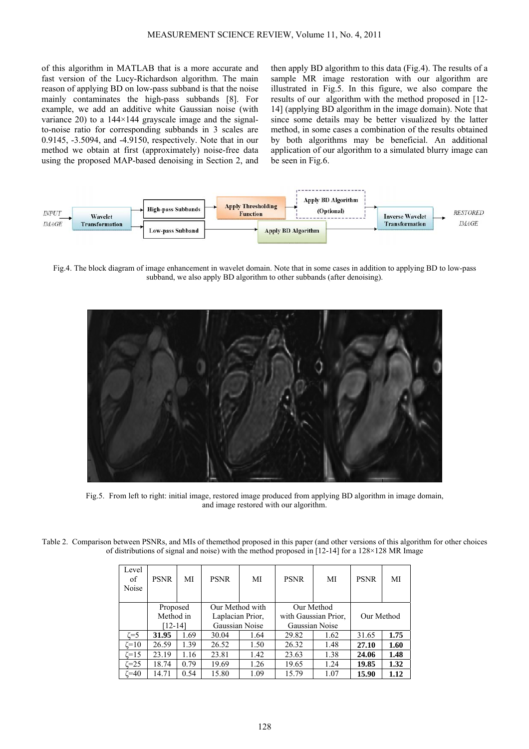of this algorithm in MATLAB that is a more accurate and fast version of the Lucy-Richardson algorithm. The main reason of applying BD on low-pass subband is that the noise mainly contaminates the high-pass subbands [8]. For example, we add an additive white Gaussian noise (with variance 20) to a 144×144 grayscale image and the signal-to-noise ratio for corresponding subbands in 3 scales are 0.9145, -3.5094, and -4.9150, respectively. Note that in our method we obtain at first (approximately) noise-free data using the proposed MAP-based denoising in Section 2, and then apply BD algorithm to this data (Fig.4). The results of a sample MR image restoration with our algorithm are illustrated in Fig.5. In this figure, we also compare the results of our algorithm with the method proposed in [12-14] (applying BD algorithm in the image domain). Note that since some details may be better visualized by the latter method, in some cases a combination of the results obtained by both algorithms may be beneficial. An additional application of our algorithm to a simulated blurry image can be seen in Fig.6.

Fig.4. The block diagram of image enhancement in wavelet domain. Note that in some cases in addition to applying BD to low-pass subband, we also apply BD algorithm to other subbands (after denoising).

Fig.5. From left to right: initial image, restored image produced from applying BD algorithm in image domain, and image restored with our algorithm.

Table 2. Comparison between PSNRs, and MIs of themethod proposed in this paper (and other versions of this algorithm for other choices of distributions of signal and noise) with the method proposed in [12-14] for a 128×128 MR Image

| Level of Noise | PSNR | MI | PSNR | MI | PSNR | MI | PSNR | MI |
|---|---|---|---|---|---|---|---|---|
| | Proposed Method in [12-14] | | Our Method with Laplacian Prior, Gaussian Noise | | Our Method with Gaussian Prior, Gaussian Noise | | Our Method | |
| $\zeta=5$ | **31.95** | 1.69 | 30.04 | 1.64 | 29.82 | 1.62 | 31.65 | **1.75** |
| $\zeta=10$ | 26.59 | 1.39 | 26.52 | 1.50 | 26.32 | 1.48 | **27.10** | **1.60** |
| $\zeta=15$ | 23.19 | 1.16 | 23.81 | 1.42 | 23.63 | 1.38 | **24.06** | **1.48** |
| $\zeta=25$ | 18.74 | 0.79 | 19.69 | 1.26 | 19.65 | 1.24 | **19.85** | **1.32** |
| $\zeta=40$ | 14.71 | 0.54 | 15.80 | 1.09 | 15.79 | 1.07 | **15.90** | **1.12** |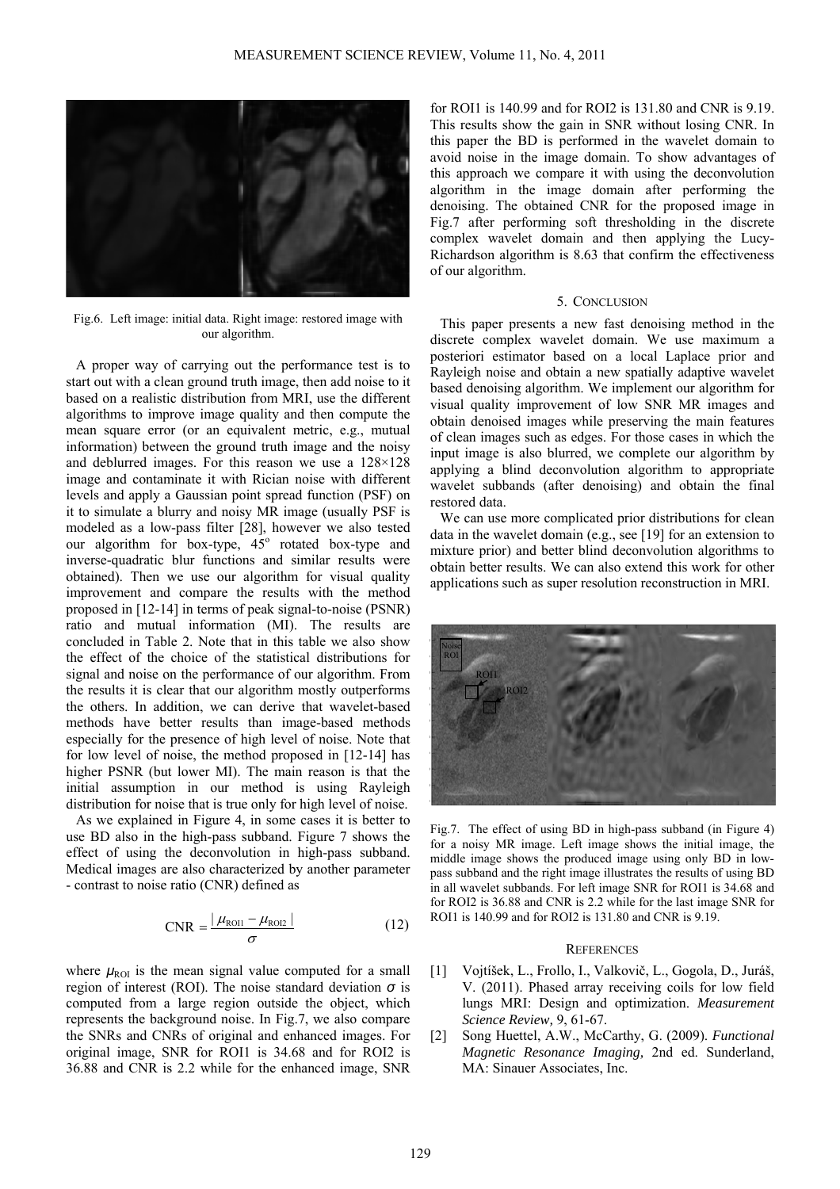Fig.6. Left image: initial data. Right image: restored image with our algorithm.

A proper way of carrying out the performance test is to start out with a clean ground truth image, then add noise to it based on a realistic distribution from MRI, use the different algorithms to improve image quality and then compute the mean square error (or an equivalent metric, e.g., mutual information) between the ground truth image and the noisy and deblurred images. For this reason we use a 128×128 image and contaminate it with Rician noise with different levels and apply a Gaussian point spread function (PSF) on it to simulate a blurry and noisy MR image (usually PSF is modeled as a low-pass filter [28], however we also tested our algorithm for box-type, 45° rotated box-type and inverse-quadratic blur functions and similar results were obtained). Then we use our algorithm for visual quality improvement and compare the results with the method proposed in [12-14] in terms of peak signal-to-noise (PSNR) ratio and mutual information (MI). The results are concluded in Table 2. Note that in this table we also show the effect of the choice of the statistical distributions for signal and noise on the performance of our algorithm. From the results it is clear that our algorithm mostly outperforms the others. In addition, we can derive that wavelet-based methods have better results than image-based methods especially for the presence of high level of noise. Note that for low level of noise, the method proposed in [12-14] has higher PSNR (but lower MI). The main reason is that the initial assumption in our method is using Rayleigh distribution for noise that is true only for high level of noise.

As we explained in Figure 4, in some cases it is better to use BD also in the high-pass subband. Figure 7 shows the effect of using the deconvolution in high-pass subband. Medical images are also characterized by another parameter - contrast to noise ratio (CNR) defined as

$$\mathrm{CNR} = \frac{|\mu_{\mathrm{ROI1}} - \mu_{\mathrm{ROI2}}|}{\sigma} \tag{12}$$

where $\mu_{\mathrm{ROI}}$ is the mean signal value computed for a small region of interest (ROI). The noise standard deviation $\sigma$ is computed from a large region outside the object, which represents the background noise. In Fig.7, we also compare the SNRs and CNRs of original and enhanced images. For original image, SNR for ROI1 is 34.68 and for ROI2 is 36.88 and CNR is 2.2 while for the enhanced image, SNR for ROI1 is 140.99 and for ROI2 is 131.80 and CNR is 9.19. This results show the gain in SNR without losing CNR. In this paper the BD is performed in the wavelet domain to avoid noise in the image domain. To show advantages of this approach we compare it with using the deconvolution algorithm in the image domain after performing the denoising. The obtained CNR for the proposed image in Fig.7 after performing soft thresholding in the discrete complex wavelet domain and then applying the Lucy-Richardson algorithm is 8.63 that confirm the effectiveness of our algorithm.

## 5. Conclusion

This paper presents a new fast denoising method in the discrete complex wavelet domain. We use maximum a posteriori estimator based on a local Laplace prior and Rayleigh noise and obtain a new spatially adaptive wavelet based denoising algorithm. We implement our algorithm for visual quality improvement of low SNR MR images and obtain denoised images while preserving the main features of clean images such as edges. For those cases in which the input image is also blurred, we complete our algorithm by applying a blind deconvolution algorithm to appropriate wavelet subbands (after denoising) and obtain the final restored data.

We can use more complicated prior distributions for clean data in the wavelet domain (e.g., see [19] for an extension to mixture prior) and better blind deconvolution algorithms to obtain better results. We can also extend this work for other applications such as super resolution reconstruction in MRI.

Fig.7. The effect of using BD in high-pass subband (in Figure 4) for a noisy MR image. Left image shows the initial image, the middle image shows the produced image using only BD in low-pass subband and the right image illustrates the results of using BD in all wavelet subbands. For left image SNR for ROI1 is 34.68 and for ROI2 is 36.88 and CNR is 2.2 while for the last image SNR for ROI1 is 140.99 and for ROI2 is 131.80 and CNR is 9.19.

## References

[1] Vojtíšek, L., Frollo, I., Valkovič, L., Gogola, D., Juráš, V. (2011). Phased array receiving coils for low field lungs MRI: Design and optimization. *Measurement Science Review,* 9, 61-67.

[2] Song Huettel, A.W., McCarthy, G. (2009). *Functional Magnetic Resonance Imaging,* 2nd ed. Sunderland, MA: Sinauer Associates, Inc.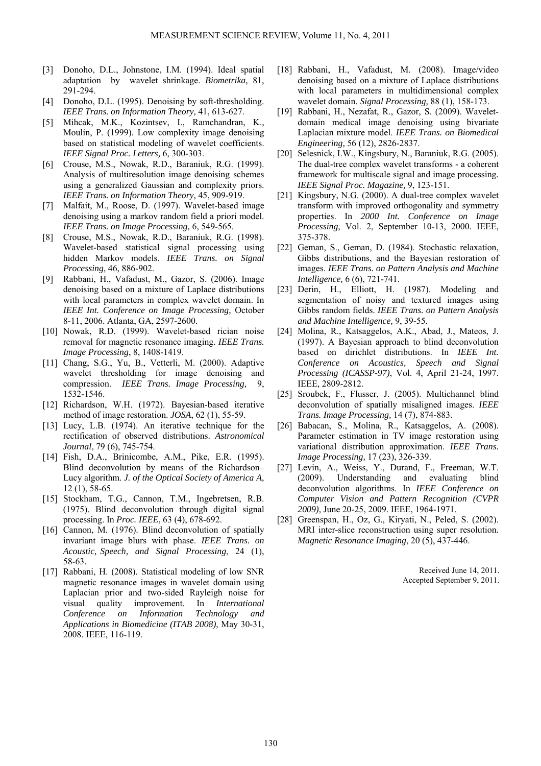[3] Donoho, D.L., Johnstone, I.M. (1994). Ideal spatial adaptation by wavelet shrinkage. *Biometrika,* 81, 291-294.

[4] Donoho, D.L. (1995). Denoising by soft-thresholding. *IEEE Trans. on Information Theory,* 41, 613-627.

[5] Mihcak, M.K., Kozintsev, I., Ramchandran, K., Moulin, P. (1999). Low complexity image denoising based on statistical modeling of wavelet coefficients. *IEEE Signal Proc. Letters,* 6, 300-303.

[6] Crouse, M.S., Nowak, R.D., Baraniuk, R.G. (1999). Analysis of multiresolution image denoising schemes using a generalized Gaussian and complexity priors. *IEEE Trans. on Information Theory,* 45, 909-919.

[7] Malfait, M., Roose, D. (1997). Wavelet-based image denoising using a markov random field a priori model. *IEEE Trans. on Image Processing,* 6, 549-565.

[8] Crouse, M.S., Nowak, R.D., Baraniuk, R.G. (1998). Wavelet-based statistical signal processing using hidden Markov models. *IEEE Trans. on Signal Processing,* 46, 886-902.

[9] Rabbani, H., Vafadust, M., Gazor, S. (2006). Image denoising based on a mixture of Laplace distributions with local parameters in complex wavelet domain. In *IEEE Int. Conference on Image Processing,* October 8-11, 2006. Atlanta, GA, 2597-2600.

[10] Nowak, R.D. (1999). Wavelet-based rician noise removal for magnetic resonance imaging. *IEEE Trans. Image Processing*, 8, 1408-1419.

[11] Chang, S.G., Yu, B., Vetterli, M. (2000). Adaptive wavelet thresholding for image denoising and compression. *IEEE Trans. Image Processing,* 9, 1532-1546.

[12] Richardson, W.H. (1972). Bayesian-based iterative method of image restoration. *JOSA*, 62 (1), 55-59.

[13] Lucy, L.B. (1974). An iterative technique for the rectification of observed distributions. *Astronomical Journal*, 79 (6), 745-754.

[14] Fish, D.A., Brinicombe, A.M., Pike, E.R. (1995). Blind deconvolution by means of the Richardson–Lucy algorithm. *J. of the Optical Society of America A,* 12 (1), 58-65.

[15] Stockham, T.G., Cannon, T.M., Ingebretsen, R.B. (1975). Blind deconvolution through digital signal processing. In *Proc. IEEE*, 63 (4), 678-692.

[16] Cannon, M. (1976). Blind deconvolution of spatially invariant image blurs with phase. *IEEE Trans. on Acoustic, Speech, and Signal Processing*, 24 (1), 58-63.

[17] Rabbani, H. (2008). Statistical modeling of low SNR magnetic resonance images in wavelet domain using Laplacian prior and two-sided Rayleigh noise for visual quality improvement. In *International Conference on Information Technology and Applications in Biomedicine (ITAB 2008),* May 30-31, 2008. IEEE, 116-119.

[18] Rabbani, H., Vafadust, M. (2008). Image/video denoising based on a mixture of Laplace distributions with local parameters in multidimensional complex wavelet domain. *Signal Processing,* 88 (1), 158-173.

[19] Rabbani, H., Nezafat, R., Gazor, S. (2009). Wavelet-domain medical image denoising using bivariate Laplacian mixture model. *IEEE Trans. on Biomedical Engineering,* 56 (12), 2826-2837.

[20] Selesnick, I.W., Kingsbury, N., Baraniuk, R.G. (2005). The dual-tree complex wavelet transforms - a coherent framework for multiscale signal and image processing. *IEEE Signal Proc. Magazine,* 9, 123-151.

[21] Kingsbury, N.G. (2000). A dual-tree complex wavelet transform with improved orthogonality and symmetry properties. In *2000 Int. Conference on Image Processing*, Vol. 2, September 10-13, 2000. IEEE, 375-378.

[22] Geman, S., Geman, D. (1984). Stochastic relaxation, Gibbs distributions, and the Bayesian restoration of images. *IEEE Trans. on Pattern Analysis and Machine Intelligence,* 6 (6), 721-741.

[23] Derin, H., Elliott, H. (1987). Modeling and segmentation of noisy and textured images using Gibbs random fields. *IEEE Trans. on Pattern Analysis and Machine Intelligence,* 9, 39-55.

[24] Molina, R., Katsaggelos, A.K., Abad, J., Mateos, J. (1997). A Bayesian approach to blind deconvolution based on dirichlet distributions. In *IEEE Int. Conference on Acoustics, Speech and Signal Processing (ICASSP-97)*, Vol. 4, April 21-24, 1997. IEEE, 2809-2812.

[25] Sroubek, F., Flusser, J. (2005). Multichannel blind deconvolution of spatially misaligned images. *IEEE Trans. Image Processing,* 14 (7), 874-883.

[26] Babacan, S., Molina, R., Katsaggelos, A. (2008). Parameter estimation in TV image restoration using variational distribution approximation. *IEEE Trans. Image Processing,* 17 (23), 326-339.

[27] Levin, A., Weiss, Y., Durand, F., Freeman, W.T. (2009). Understanding and evaluating blind deconvolution algorithms. In *IEEE Conference on Computer Vision and Pattern Recognition (CVPR 2009)*, June 20-25, 2009. IEEE, 1964-1971.

[28] Greenspan, H., Oz, G., Kiryati, N., Peled, S. (2002). MRI inter-slice reconstruction using super resolution. *Magnetic Resonance Imaging*, 20 (5), 437-446.

Received June 14, 2011.
Accepted September 9, 2011.